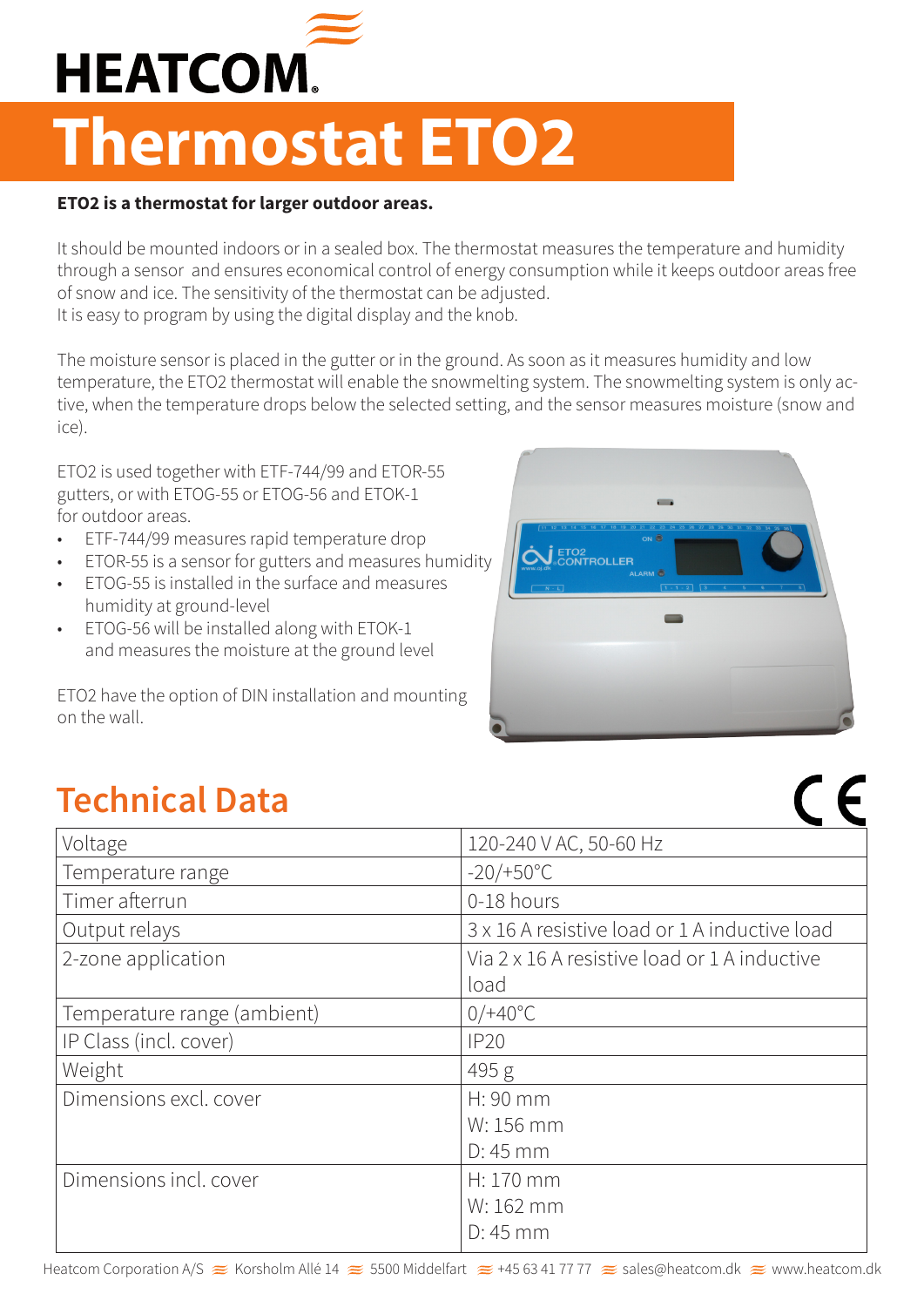# HEATCOM

# Thermostat ETO2

**ETO2 is a thermostat for larger outdoor areas.**

It should be mounted indoors or in a sealed box. The thermostat measures the temperature and humidity through a sensor  and ensures economical control of energy consumption while it keeps outdoor areas free of snow and ice. The sensitivity of the thermostat can be adjusted.
It is easy to program by using the digital display and the knob.

The moisture sensor is placed in the gutter or in the ground. As soon as it measures humidity and low temperature, the ETO2 thermostat will enable the snowmelting system. The snowmelting system is only active, when the temperature drops below the selected setting, and the sensor measures moisture (snow and ice).

ETO2 is used together with ETF-744/99 and ETOR-55 gutters, or with ETOG-55 or ETOG-56 and ETOK-1 for outdoor areas.

- ETF-744/99 measures rapid temperature drop
- ETOR-55 is a sensor for gutters and measures humidity
- ETOG-55 is installed in the surface and measures humidity at ground-level
- ETOG-56 will be installed along with ETOK-1 and measures the moisture at the ground level

ETO2 have the option of DIN installation and mounting on the wall.

## Technical Data

| | |
|---|---|
| Voltage | 120-240 V AC, 50-60 Hz |
| Temperature range | -20/+50°C |
| Timer afterrun | 0-18 hours |
| Output relays | 3 x 16 A resistive load or 1 A inductive load |
| 2-zone application | Via 2 x 16 A resistive load or 1 A inductive load |
| Temperature range (ambient) | 0/+40°C |
| IP Class (incl. cover) | IP20 |
| Weight | 495 g |
| Dimensions excl. cover | H: 90 mm<br>W: 156 mm<br>D: 45 mm |
| Dimensions incl. cover | H: 170 mm<br>W: 162 mm<br>D: 45 mm |

Heatcom Corporation A/S ≋ Korsholm Allé 14 ≋ 5500 Middelfart ≋ +45 63 41 77 77 ≋ sales@heatcom.dk ≋ www.heatcom.dk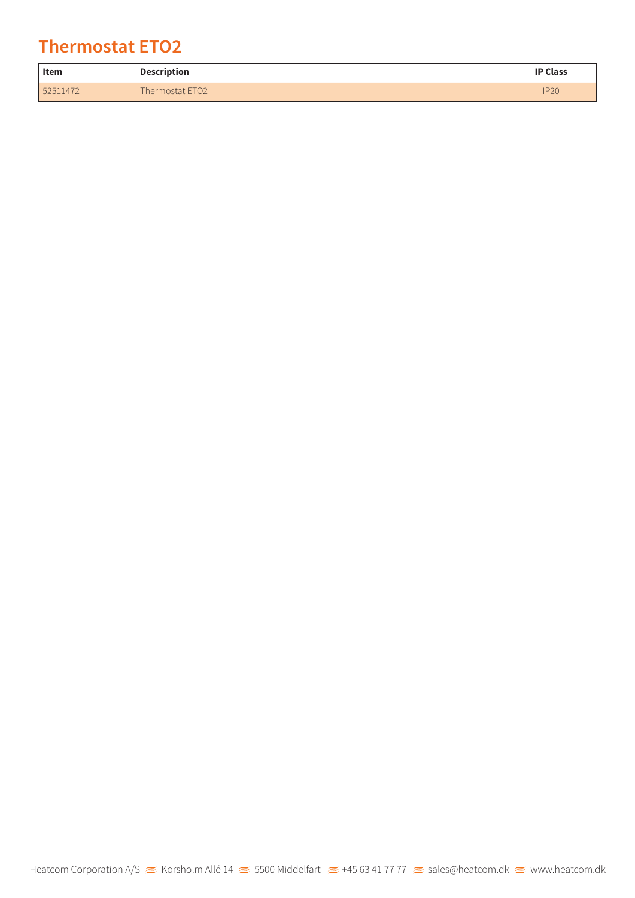# Thermostat ETO2

| Item | Description | IP Class |
|---|---|---|
| 52511472 | Thermostat ETO2 | IP20 |